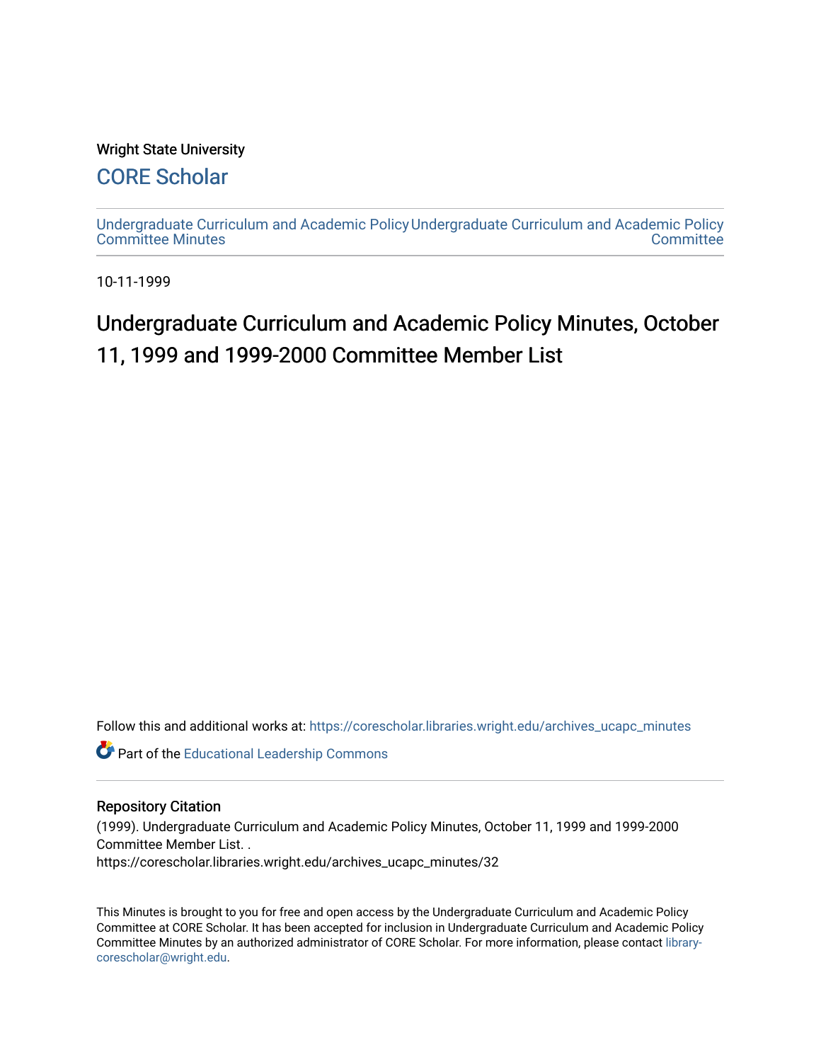Wright State University

CORE Scholar

Undergraduate Curriculum and Academic Policy Committee Minutes

Undergraduate Curriculum and Academic Policy Committee

10-11-1999

# Undergraduate Curriculum and Academic Policy Minutes, October 11, 1999 and 1999-2000 Committee Member List

Follow this and additional works at: https://corescholar.libraries.wright.edu/archives_ucapc_minutes

Part of the Educational Leadership Commons

## Repository Citation

(1999). Undergraduate Curriculum and Academic Policy Minutes, October 11, 1999 and 1999-2000 Committee Member List. .
https://corescholar.libraries.wright.edu/archives_ucapc_minutes/32

This Minutes is brought to you for free and open access by the Undergraduate Curriculum and Academic Policy Committee at CORE Scholar. It has been accepted for inclusion in Undergraduate Curriculum and Academic Policy Committee Minutes by an authorized administrator of CORE Scholar. For more information, please contact library-corescholar@wright.edu.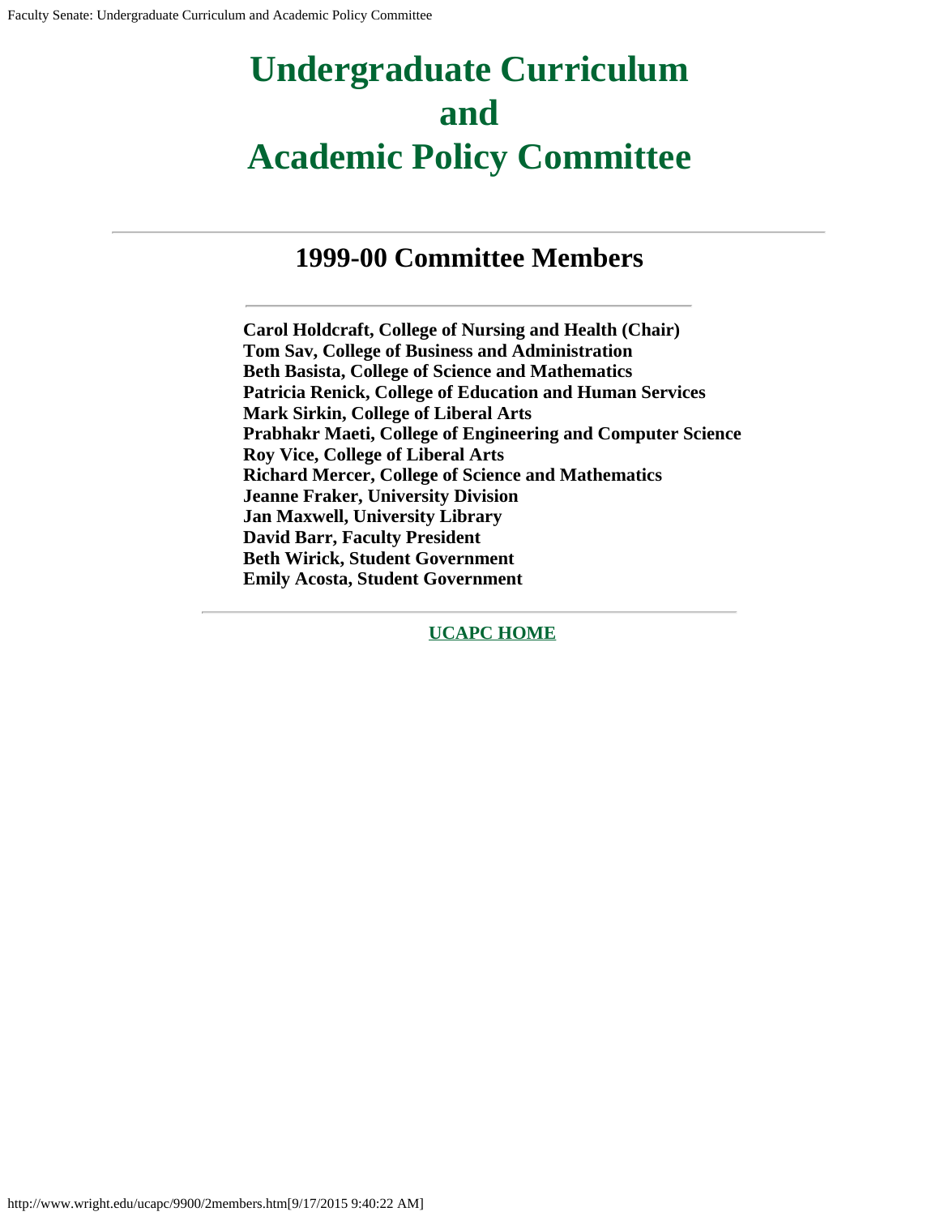# Undergraduate Curriculum and Academic Policy Committee

---

## 1999-00 Committee Members

---

**Carol Holdcraft, College of Nursing and Health (Chair)**
**Tom Sav, College of Business and Administration**
**Beth Basista, College of Science and Mathematics**
**Patricia Renick, College of Education and Human Services**
**Mark Sirkin, College of Liberal Arts**
**Prabhakr Maeti, College of Engineering and Computer Science**
**Roy Vice, College of Liberal Arts**
**Richard Mercer, College of Science and Mathematics**
**Jeanne Fraker, University Division**
**Jan Maxwell, University Library**
**David Barr, Faculty President**
**Beth Wirick, Student Government**
**Emily Acosta, Student Government**

---

**UCAPC HOME**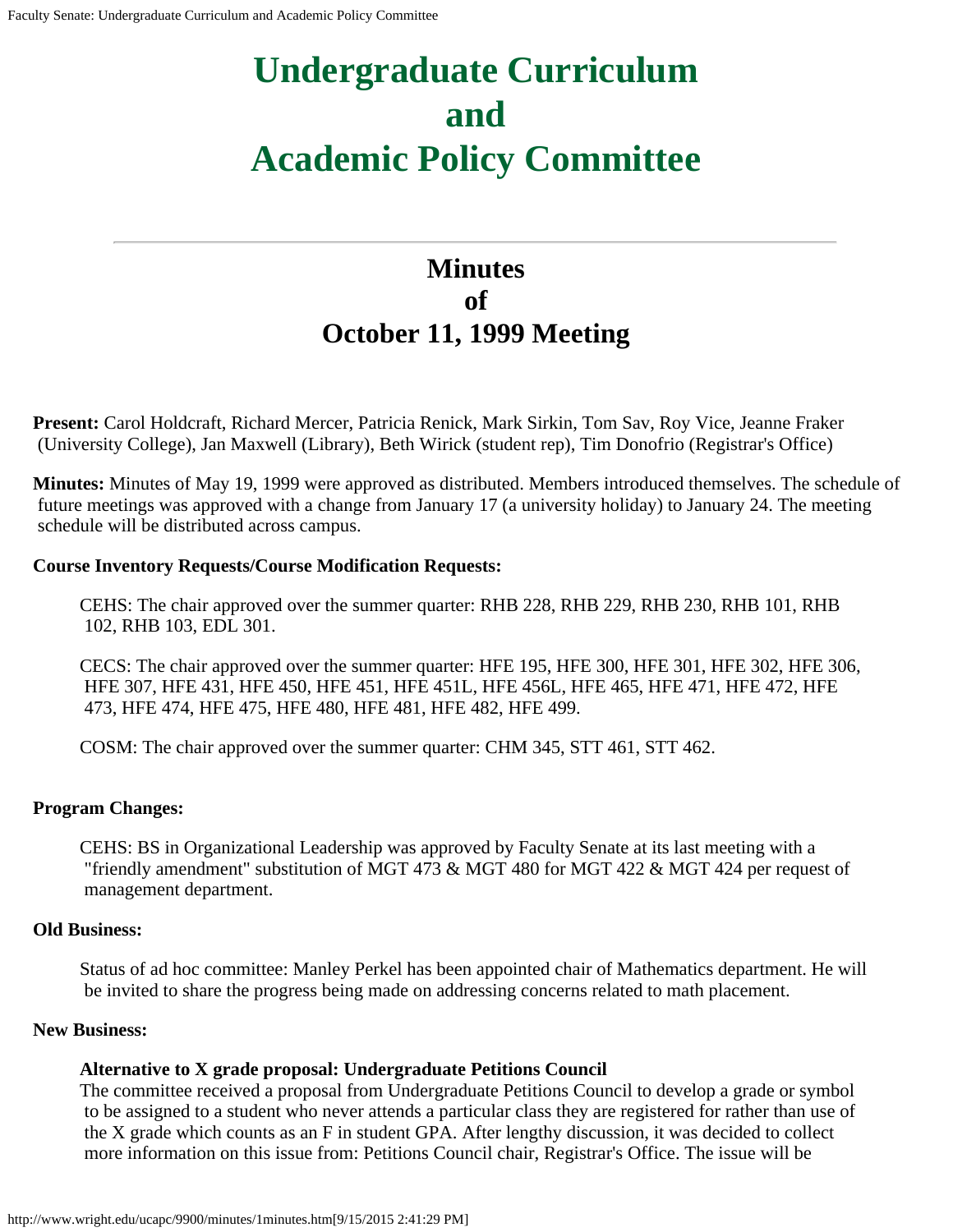# Undergraduate Curriculum and Academic Policy Committee

## Minutes of October 11, 1999 Meeting

**Present:** Carol Holdcraft, Richard Mercer, Patricia Renick, Mark Sirkin, Tom Sav, Roy Vice, Jeanne Fraker (University College), Jan Maxwell (Library), Beth Wirick (student rep), Tim Donofrio (Registrar's Office)

**Minutes:** Minutes of May 19, 1999 were approved as distributed. Members introduced themselves. The schedule of future meetings was approved with a change from January 17 (a university holiday) to January 24. The meeting schedule will be distributed across campus.

**Course Inventory Requests/Course Modification Requests:**

CEHS: The chair approved over the summer quarter: RHB 228, RHB 229, RHB 230, RHB 101, RHB 102, RHB 103, EDL 301.

CECS: The chair approved over the summer quarter: HFE 195, HFE 300, HFE 301, HFE 302, HFE 306, HFE 307, HFE 431, HFE 450, HFE 451, HFE 451L, HFE 456L, HFE 465, HFE 471, HFE 472, HFE 473, HFE 474, HFE 475, HFE 480, HFE 481, HFE 482, HFE 499.

COSM: The chair approved over the summer quarter: CHM 345, STT 461, STT 462.

**Program Changes:**

CEHS: BS in Organizational Leadership was approved by Faculty Senate at its last meeting with a "friendly amendment" substitution of MGT 473 & MGT 480 for MGT 422 & MGT 424 per request of management department.

**Old Business:**

Status of ad hoc committee: Manley Perkel has been appointed chair of Mathematics department. He will be invited to share the progress being made on addressing concerns related to math placement.

**New Business:**

**Alternative to X grade proposal: Undergraduate Petitions Council**
The committee received a proposal from Undergraduate Petitions Council to develop a grade or symbol to be assigned to a student who never attends a particular class they are registered for rather than use of the X grade which counts as an F in student GPA. After lengthy discussion, it was decided to collect more information on this issue from: Petitions Council chair, Registrar's Office. The issue will be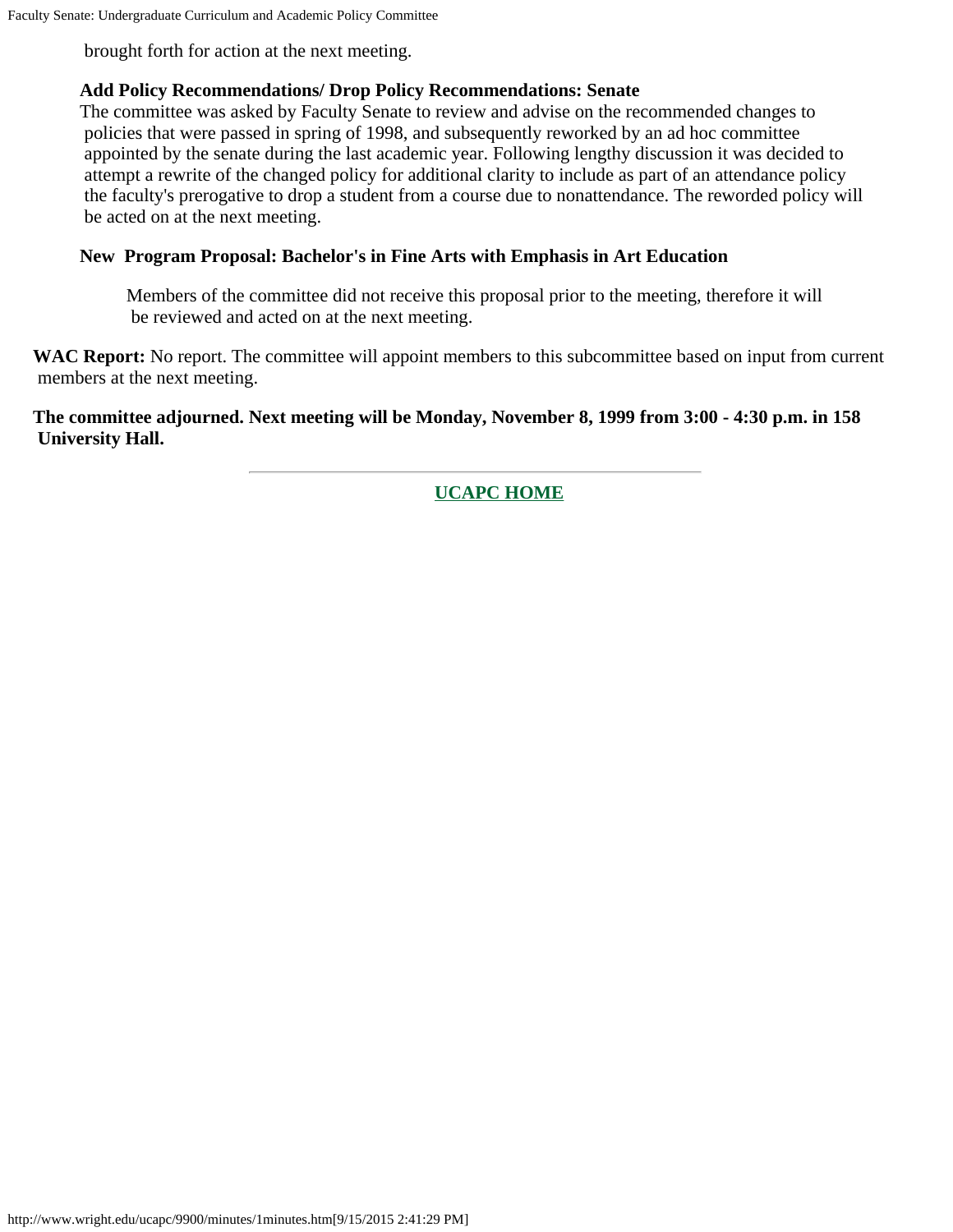brought forth for action at the next meeting.

**Add Policy Recommendations/ Drop Policy Recommendations: Senate**

The committee was asked by Faculty Senate to review and advise on the recommended changes to policies that were passed in spring of 1998, and subsequently reworked by an ad hoc committee appointed by the senate during the last academic year. Following lengthy discussion it was decided to attempt a rewrite of the changed policy for additional clarity to include as part of an attendance policy the faculty's prerogative to drop a student from a course due to nonattendance. The reworded policy will be acted on at the next meeting.

**New Program Proposal: Bachelor's in Fine Arts with Emphasis in Art Education**

Members of the committee did not receive this proposal prior to the meeting, therefore it will be reviewed and acted on at the next meeting.

**WAC Report:** No report. The committee will appoint members to this subcommittee based on input from current members at the next meeting.

**The committee adjourned. Next meeting will be Monday, November 8, 1999 from 3:00 - 4:30 p.m. in 158 University Hall.**

---

**UCAPC HOME**